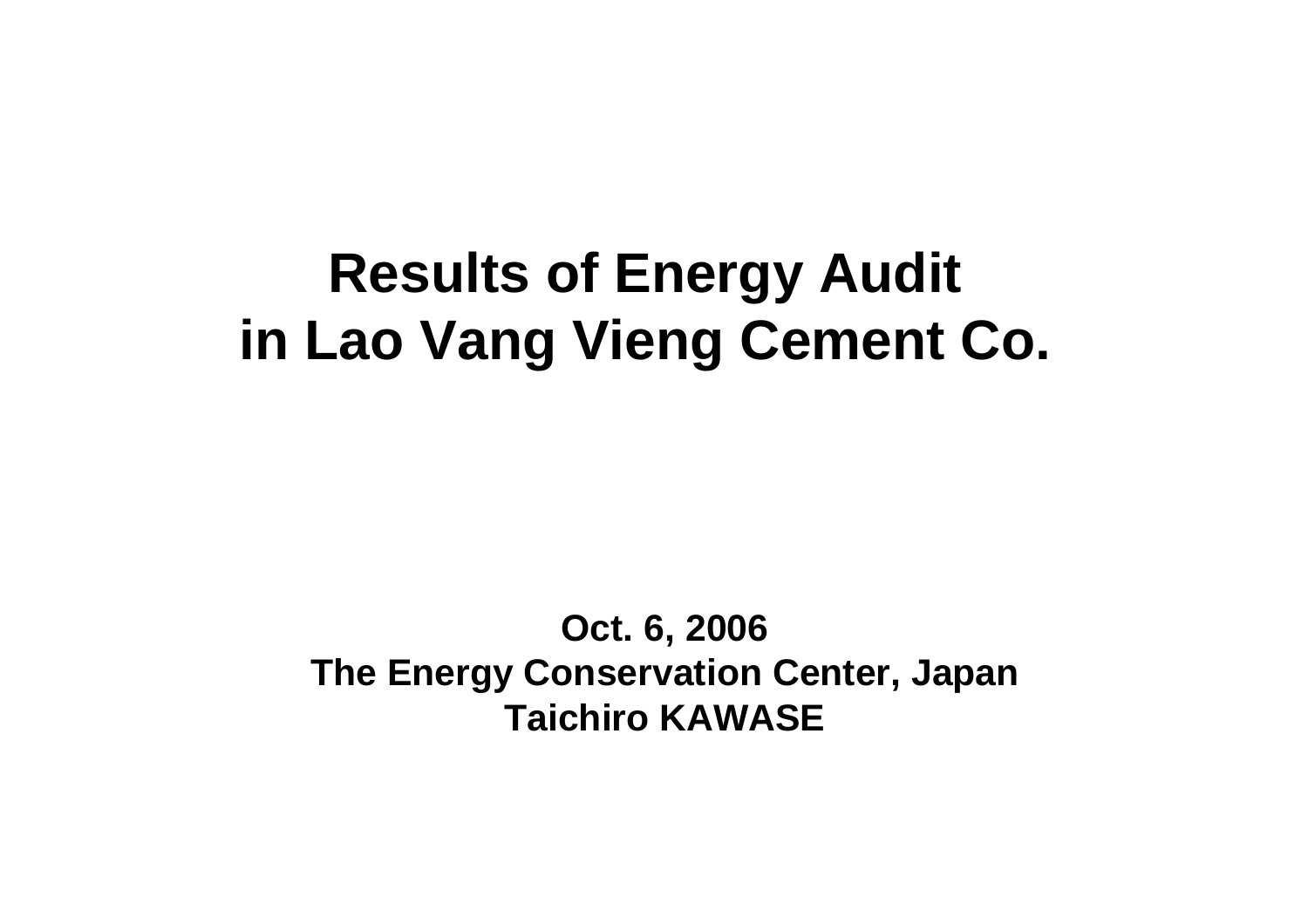# Results of Energy Audit in Lao Vang Vieng Cement Co.

**Oct. 6, 2006**

**The Energy Conservation Center, Japan**

**Taichiro KAWASE**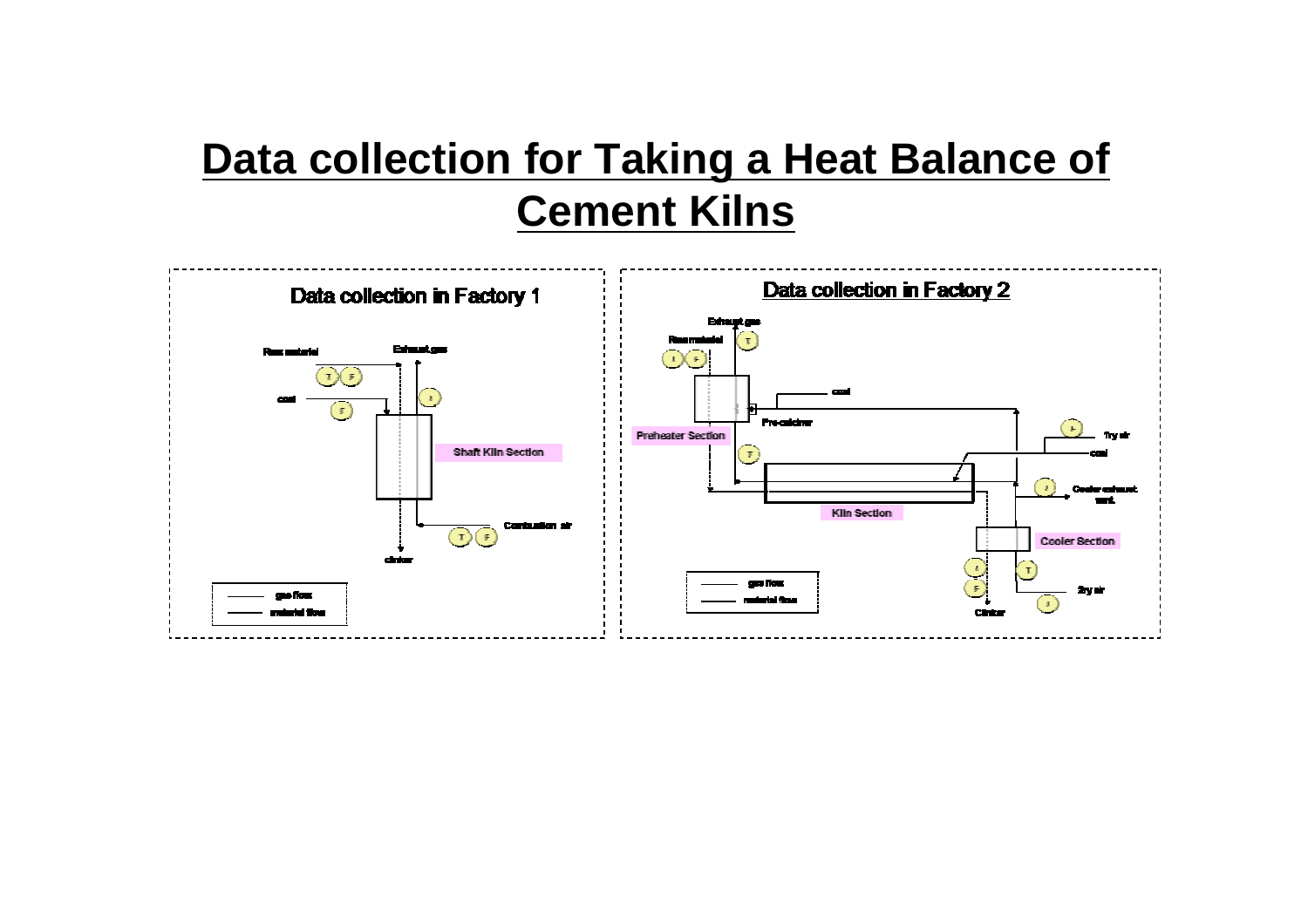# Data collection for Taking a Heat Balance of Cement Kilns

### Data collection in Factory 1

Raw material (T) (F)

coal (F)

Exhaust gas

Shaft Kiln Section

Combustion air (T) (F)

clinker

gas flow

material flow

### Data collection in Factory 2

Exhaust gas (T)

Raw material

coal

Pre-calciner

Preheater Section

1ry air

coal

Cooler exhaust vent

Kiln Section

Cooler Section

2ry air

Clinker

gas flow

material flow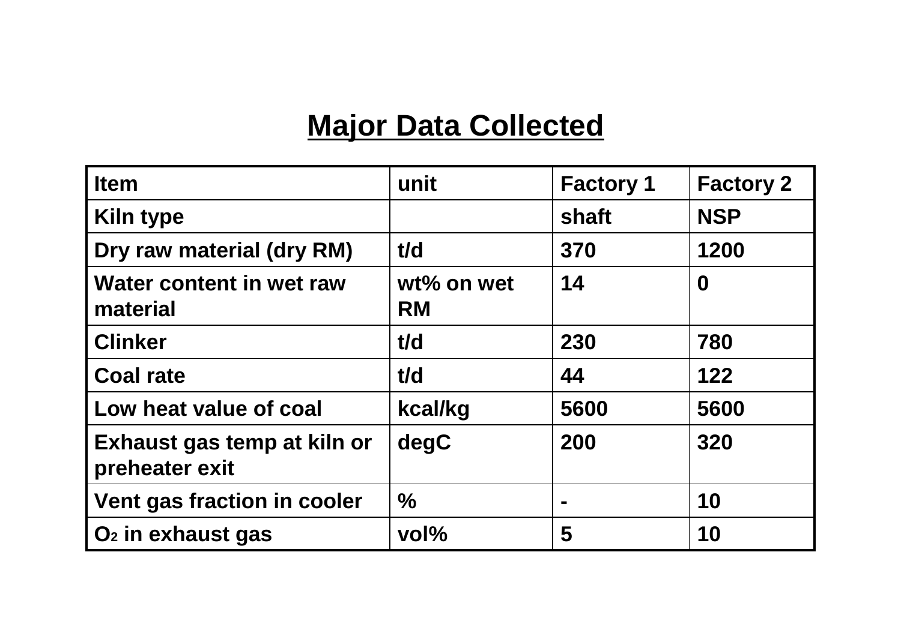# Major Data Collected

| Item | unit | Factory 1 | Factory 2 |
|---|---|---|---|
| Kiln type | | shaft | NSP |
| Dry raw material (dry RM) | t/d | 370 | 1200 |
| Water content in wet raw material | wt% on wet RM | 14 | 0 |
| Clinker | t/d | 230 | 780 |
| Coal rate | t/d | 44 | 122 |
| Low heat value of coal | kcal/kg | 5600 | 5600 |
| Exhaust gas temp at kiln or preheater exit | degC | 200 | 320 |
| Vent gas fraction in cooler | % | - | 10 |
| $O_2$ in exhaust gas | vol% | 5 | 10 |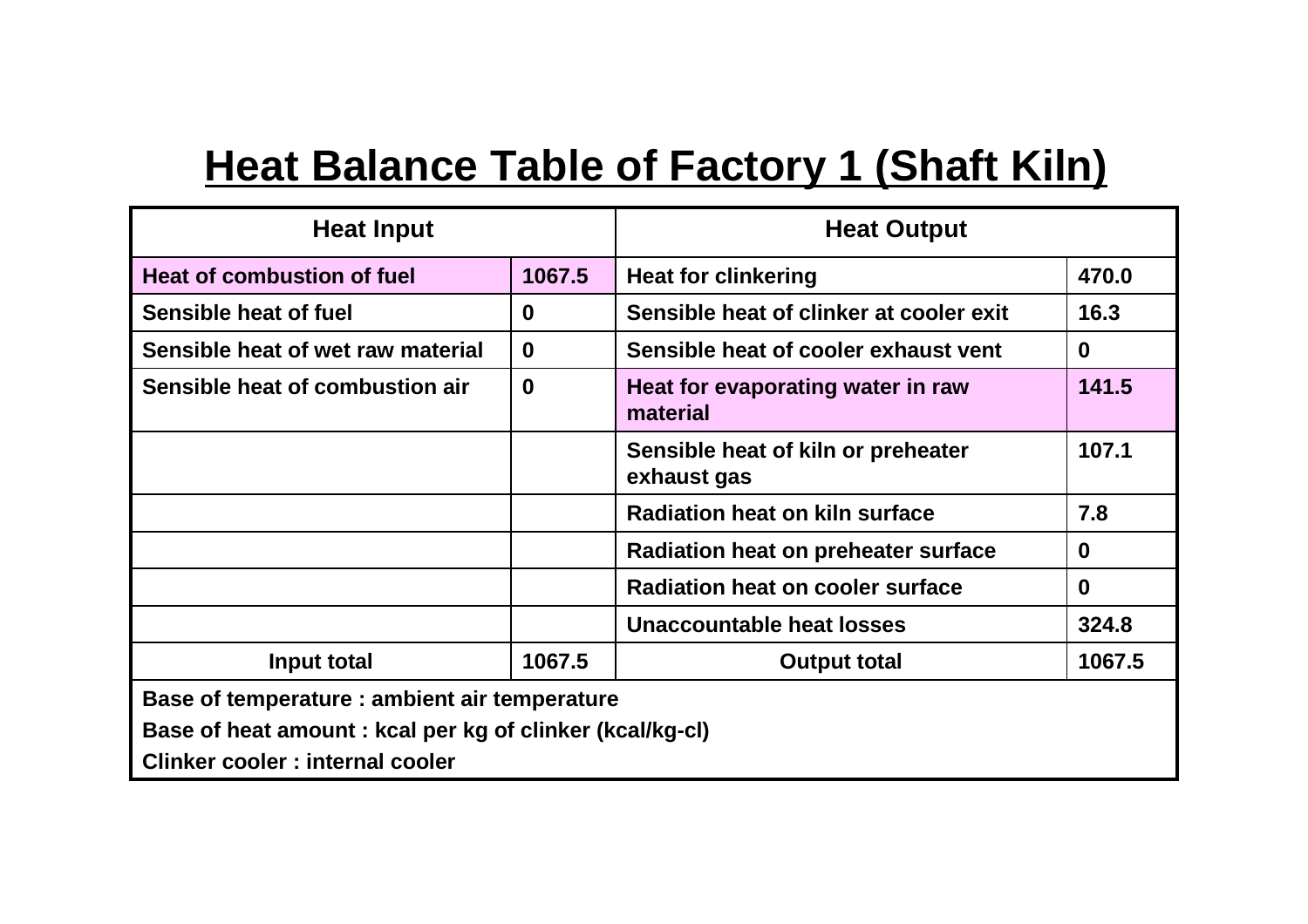# Heat Balance Table of Factory 1 (Shaft Kiln)

| Heat Input | | Heat Output | |
|---|---|---|---|
| Heat of combustion of fuel | 1067.5 | Heat for clinkering | 470.0 |
| Sensible heat of fuel | 0 | Sensible heat of clinker at cooler exit | 16.3 |
| Sensible heat of wet raw material | 0 | Sensible heat of cooler exhaust vent | 0 |
| Sensible heat of combustion air | 0 | Heat for evaporating water in raw material | 141.5 |
| | | Sensible heat of kiln or preheater exhaust gas | 107.1 |
| | | Radiation heat on kiln surface | 7.8 |
| | | Radiation heat on preheater surface | 0 |
| | | Radiation heat on cooler surface | 0 |
| | | Unaccountable heat losses | 324.8 |
| Input total | 1067.5 | Output total | 1067.5 |

Base of temperature : ambient air temperature

Base of heat amount : kcal per kg of clinker (kcal/kg-cl)

Clinker cooler : internal cooler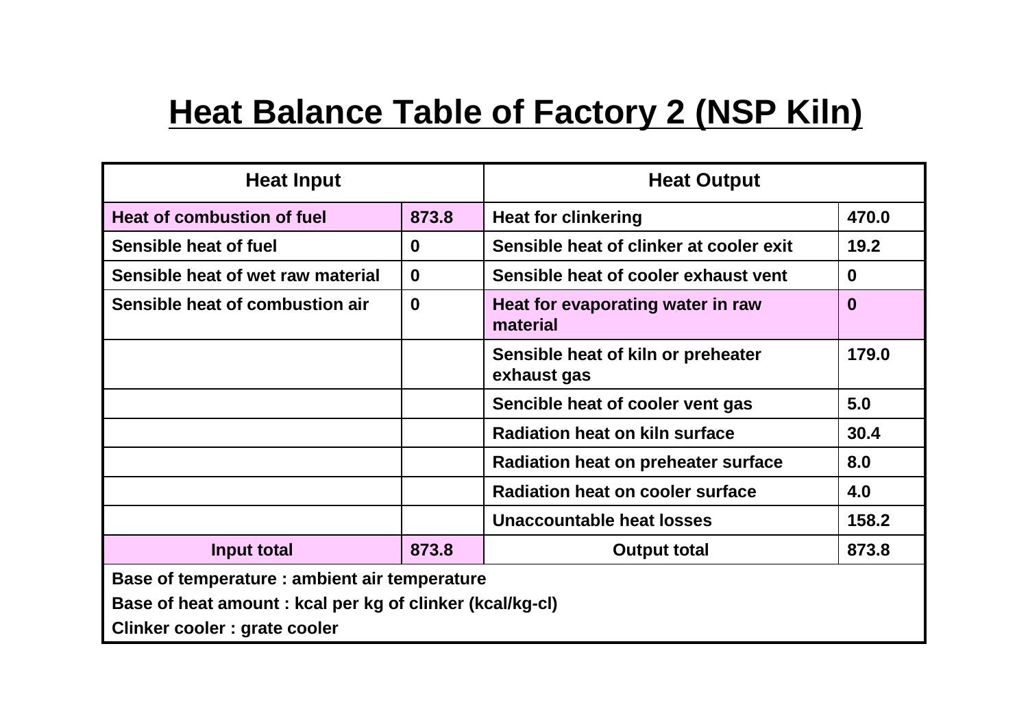# Heat Balance Table of Factory 2 (NSP Kiln)

| Heat Input | | Heat Output | |
|---|---|---|---|
| Heat of combustion of fuel | 873.8 | Heat for clinkering | 470.0 |
| Sensible heat of fuel | 0 | Sensible heat of clinker at cooler exit | 19.2 |
| Sensible heat of wet raw material | 0 | Sensible heat of cooler exhaust vent | 0 |
| Sensible heat of combustion air | 0 | Heat for evaporating water in raw material | 0 |
| | | Sensible heat of kiln or preheater exhaust gas | 179.0 |
| | | Sencible heat of cooler vent gas | 5.0 |
| | | Radiation heat on kiln surface | 30.4 |
| | | Radiation heat on preheater surface | 8.0 |
| | | Radiation heat on cooler surface | 4.0 |
| | | Unaccountable heat losses | 158.2 |
| Input total | 873.8 | Output total | 873.8 |

Base of temperature : ambient air temperature

Base of heat amount : kcal per kg of clinker (kcal/kg-cl)

Clinker cooler : grate cooler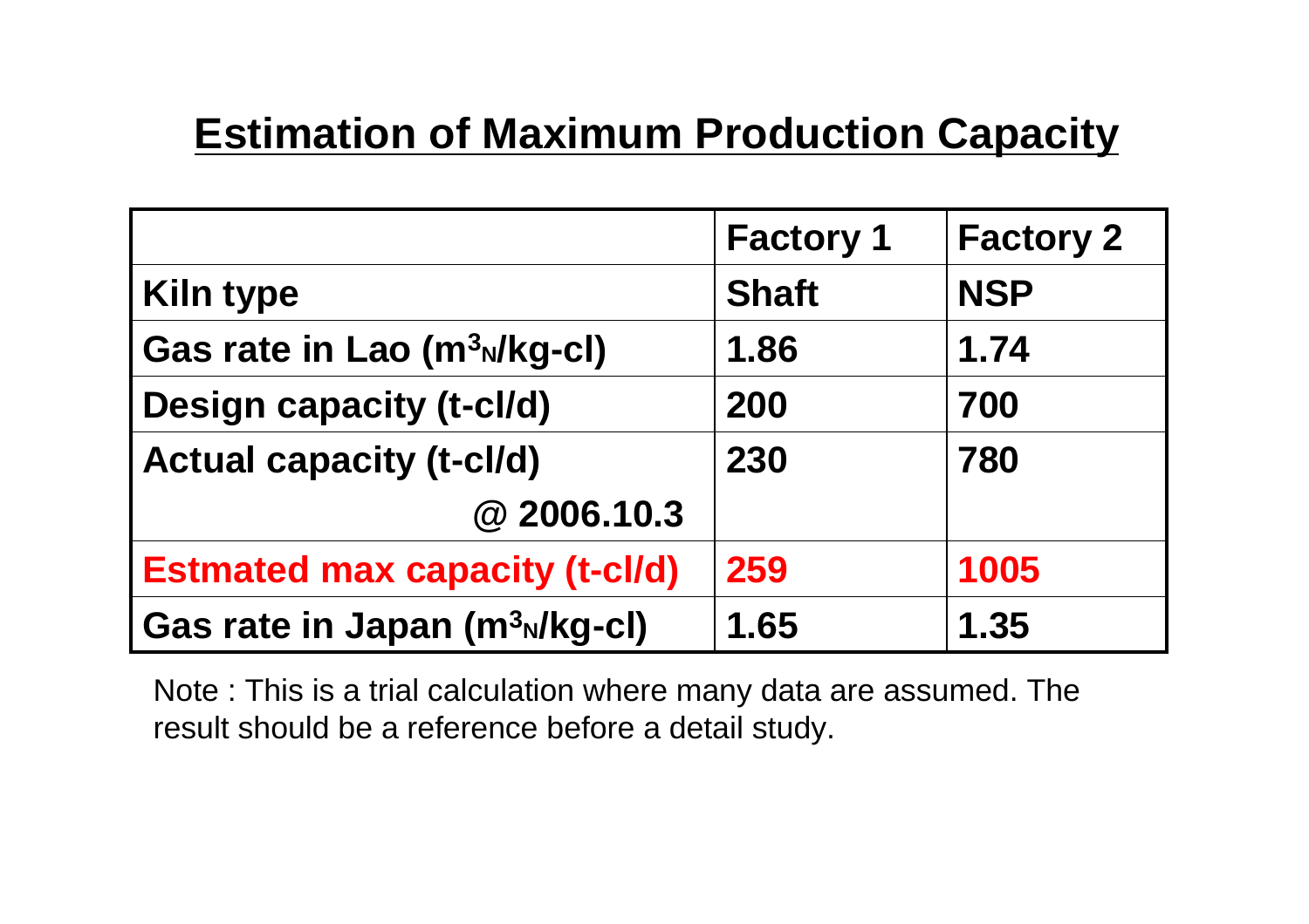# Estimation of Maximum Production Capacity

| | Factory 1 | Factory 2 |
|---|---|---|
| Kiln type | Shaft | NSP |
| Gas rate in Lao ($m^3_N$/kg-cl) | 1.86 | 1.74 |
| Design capacity (t-cl/d) | 200 | 700 |
| Actual capacity (t-cl/d) @ 2006.10.3 | 230 | 780 |
| Estmated max capacity (t-cl/d) | 259 | 1005 |
| Gas rate in Japan ($m^3_N$/kg-cl) | 1.65 | 1.35 |

Note : This is a trial calculation where many data are assumed. The result should be a reference before a detail study.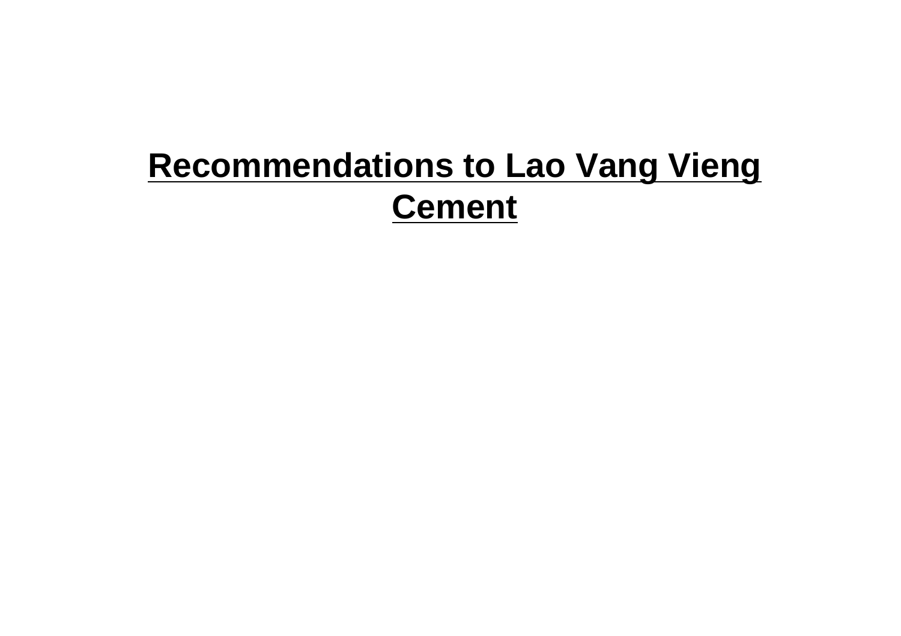# **Recommendations to Lao Vang Vieng Cement**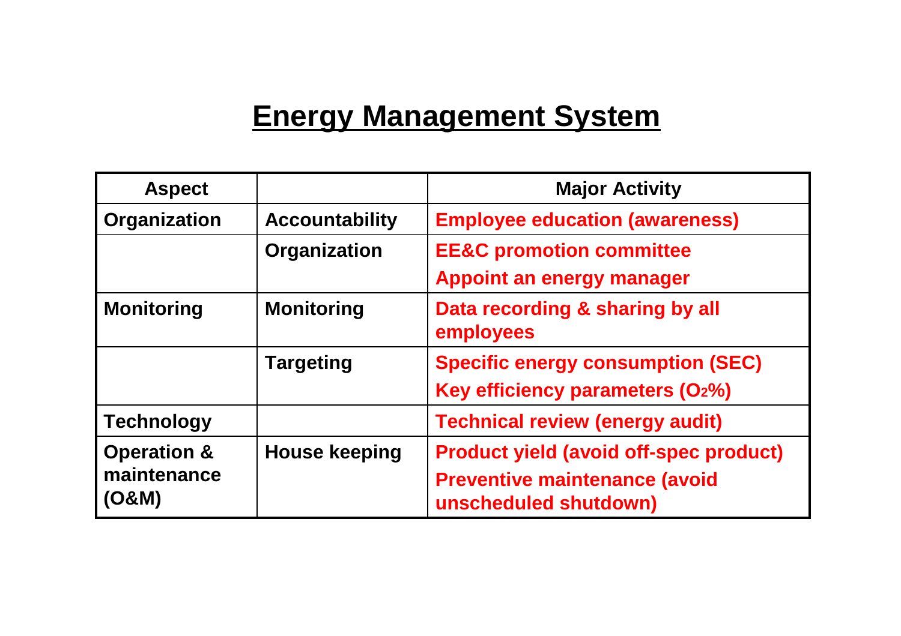# Energy Management System

| Aspect | | Major Activity |
|---|---|---|
| Organization | Accountability | Employee education (awareness) |
| | Organization | EE&C promotion committee<br>Appoint an energy manager |
| Monitoring | Monitoring | Data recording & sharing by all employees |
| | Targeting | Specific energy consumption (SEC)<br>Key efficiency parameters ($O_2$%) |
| Technology | | Technical review (energy audit) |
| Operation & maintenance (O&M) | House keeping | Product yield (avoid off-spec product)<br>Preventive maintenance (avoid unscheduled shutdown) |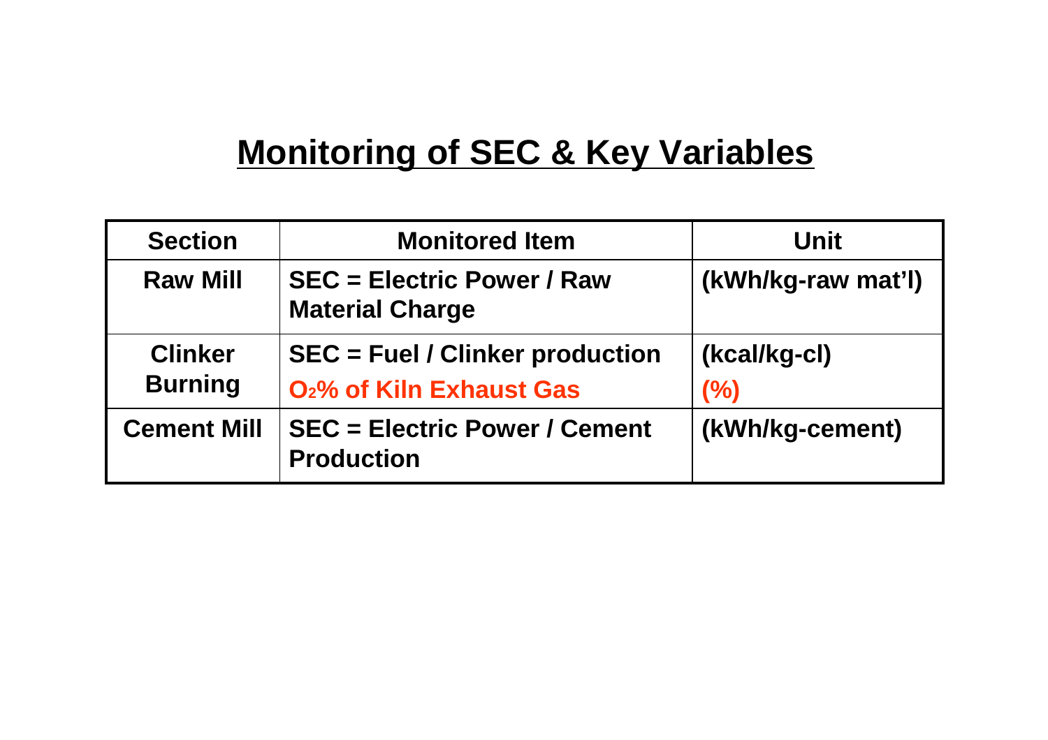# Monitoring of SEC & Key Variables

| Section | Monitored Item | Unit |
| --- | --- | --- |
| Raw Mill | SEC = Electric Power / Raw Material Charge | (kWh/kg-raw mat'l) |
| Clinker Burning | SEC = Fuel / Clinker production<br>$O_2$% of Kiln Exhaust Gas | (kcal/kg-cl)<br>(%) |
| Cement Mill | SEC = Electric Power / Cement Production | (kWh/kg-cement) |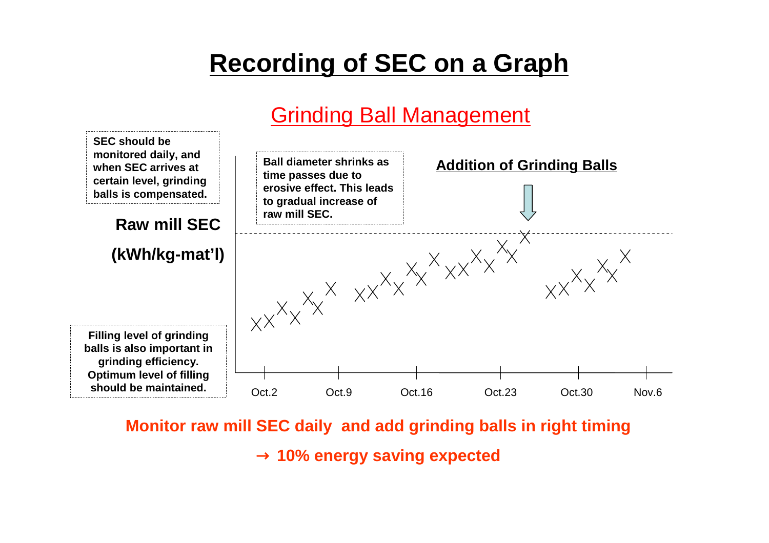# Recording of SEC on a Graph

## Grinding Ball Management

SEC should be monitored daily, and when SEC arrives at certain level, grinding balls is compensated.

Ball diameter shrinks as time passes due to erosive effect. This leads to gradual increase of raw mill SEC.

**Addition of Grinding Balls**

Raw mill SEC

(kWh/kg-mat'l)

Filling level of grinding balls is also important in grinding efficiency. Optimum level of filling should be maintained.

Oct.2 Oct.9 Oct.16 Oct.23 Oct.30 Nov.6

**Monitor raw mill SEC daily and add grinding balls in right timing**

**→ 10% energy saving expected**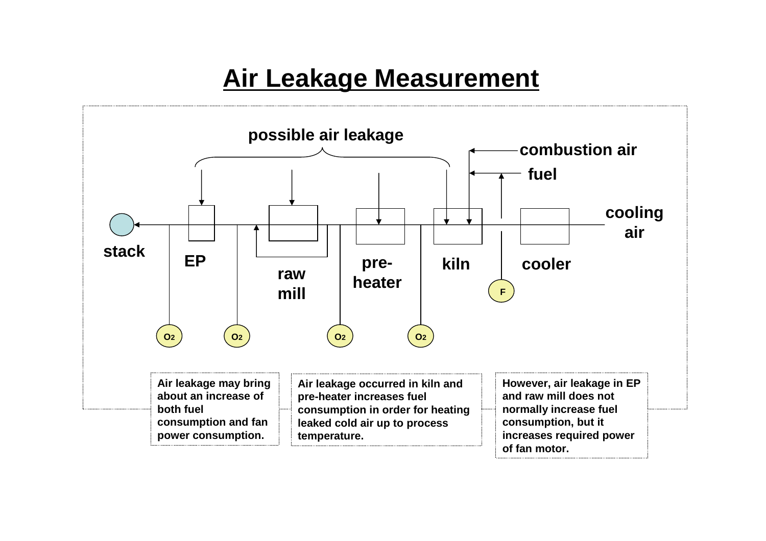# Air Leakage Measurement

possible air leakage

combustion air

fuel

cooling air

stack

EP

raw mill

pre-heater

kiln

cooler

F

$O_2$

$O_2$

$O_2$

$O_2$

**Air leakage may bring about an increase of both fuel consumption and fan power consumption.**

**Air leakage occurred in kiln and pre-heater increases fuel consumption in order for heating leaked cold air up to process temperature.**

**However, air leakage in EP and raw mill does not normally increase fuel consumption, but it increases required power of fan motor.**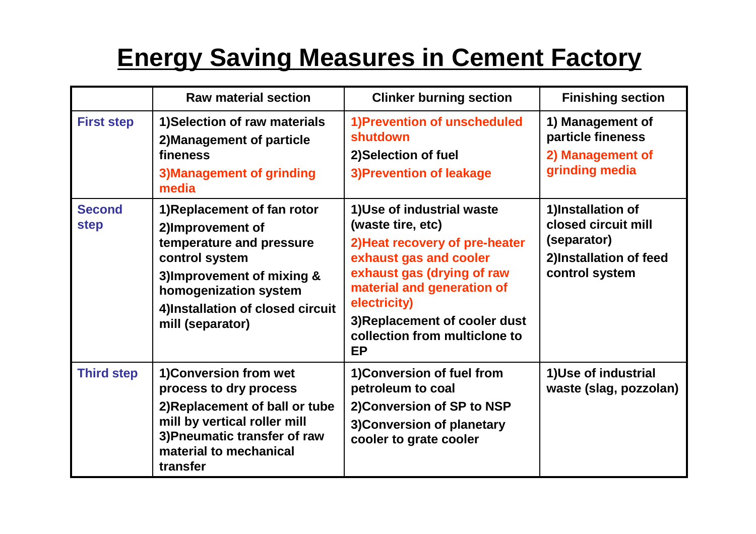# Energy Saving Measures in Cement Factory

| | Raw material section | Clinker burning section | Finishing section |
|---|---|---|---|
| First step | 1)Selection of raw materials<br>2)Management of particle fineness<br>3)Management of grinding media | 1)Prevention of unscheduled shutdown<br>2)Selection of fuel<br>3)Prevention of leakage | 1) Management of particle fineness<br>2) Management of grinding media |
| Second step | 1)Replacement of fan rotor<br>2)Improvement of temperature and pressure control system<br>3)Improvement of mixing & homogenization system<br>4)Installation of closed circuit mill (separator) | 1)Use of industrial waste (waste tire, etc)<br>2)Heat recovery of pre-heater exhaust gas and cooler exhaust gas (drying of raw material and generation of electricity)<br>3)Replacement of cooler dust collection from multiclone to EP | 1)Installation of closed circuit mill (separator)<br>2)Installation of feed control system |
| Third step | 1)Conversion from wet process to dry process<br>2)Replacement of ball or tube mill by vertical roller mill<br>3)Pneumatic transfer of raw material to mechanical transfer | 1)Conversion of fuel from petroleum to coal<br>2)Conversion of SP to NSP<br>3)Conversion of planetary cooler to grate cooler | 1)Use of industrial waste (slag, pozzolan) |